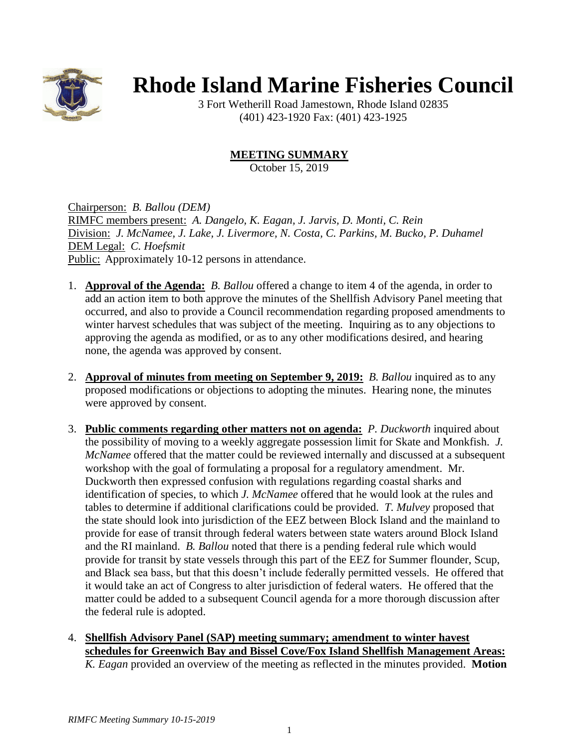# Rhode Island Marine Fisheries Council

3 Fort Wetherill Road Jamestown, Rhode Island 02835
(401) 423-1920 Fax: (401) 423-1925

## MEETING SUMMARY

October 15, 2019

Chairperson: *B. Ballou (DEM)*
RIMFC members present: *A. Dangelo, K. Eagan, J. Jarvis, D. Monti, C. Rein*
Division: *J. McNamee, J. Lake, J. Livermore, N. Costa, C. Parkins, M. Bucko, P. Duhamel*
DEM Legal: *C. Hoefsmit*
Public: Approximately 10-12 persons in attendance.

1. **Approval of the Agenda:** *B. Ballou* offered a change to item 4 of the agenda, in order to add an action item to both approve the minutes of the Shellfish Advisory Panel meeting that occurred, and also to provide a Council recommendation regarding proposed amendments to winter harvest schedules that was subject of the meeting. Inquiring as to any objections to approving the agenda as modified, or as to any other modifications desired, and hearing none, the agenda was approved by consent.

2. **Approval of minutes from meeting on September 9, 2019:** *B. Ballou* inquired as to any proposed modifications or objections to adopting the minutes. Hearing none, the minutes were approved by consent.

3. **Public comments regarding other matters not on agenda:** *P. Duckworth* inquired about the possibility of moving to a weekly aggregate possession limit for Skate and Monkfish. *J. McNamee* offered that the matter could be reviewed internally and discussed at a subsequent workshop with the goal of formulating a proposal for a regulatory amendment. Mr. Duckworth then expressed confusion with regulations regarding coastal sharks and identification of species, to which *J. McNamee* offered that he would look at the rules and tables to determine if additional clarifications could be provided. *T. Mulvey* proposed that the state should look into jurisdiction of the EEZ between Block Island and the mainland to provide for ease of transit through federal waters between state waters around Block Island and the RI mainland. *B. Ballou* noted that there is a pending federal rule which would provide for transit by state vessels through this part of the EEZ for Summer flounder, Scup, and Black sea bass, but that this doesn't include federally permitted vessels. He offered that it would take an act of Congress to alter jurisdiction of federal waters. He offered that the matter could be added to a subsequent Council agenda for a more thorough discussion after the federal rule is adopted.

4. **Shellfish Advisory Panel (SAP) meeting summary; amendment to winter havest schedules for Greenwich Bay and Bissel Cove/Fox Island Shellfish Management Areas:** *K. Eagan* provided an overview of the meeting as reflected in the minutes provided. **Motion**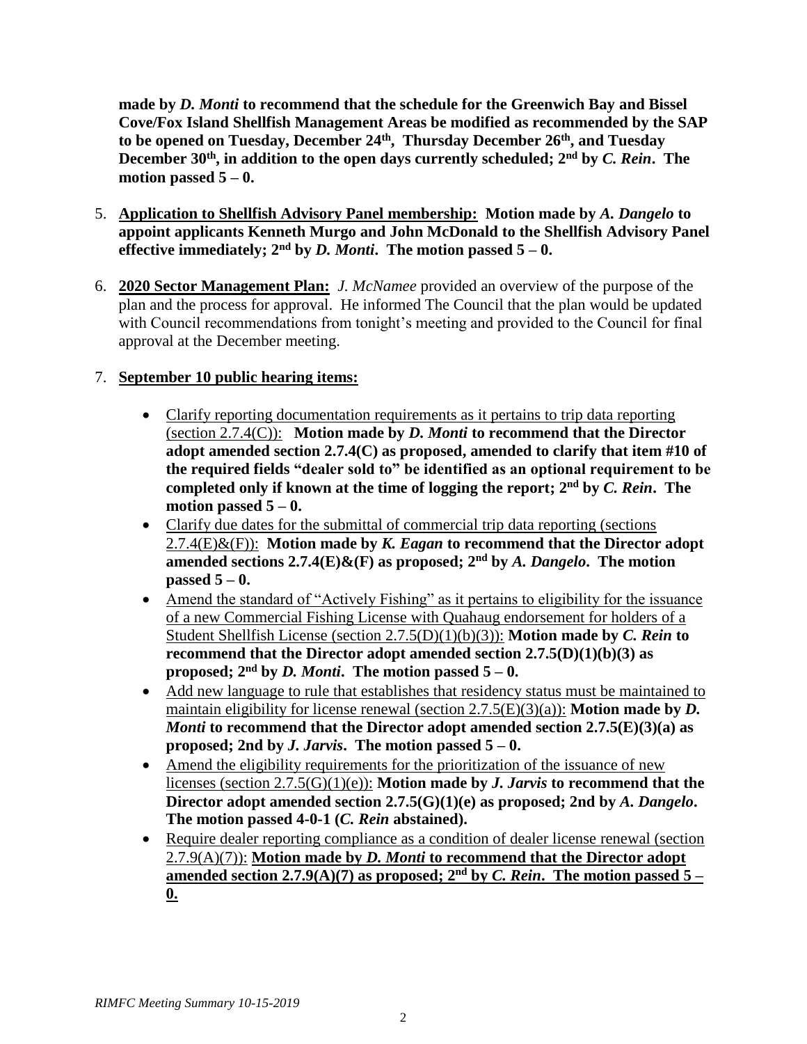**made by *D. Monti* to recommend that the schedule for the Greenwich Bay and Bissel Cove/Fox Island Shellfish Management Areas be modified as recommended by the SAP to be opened on Tuesday, December 24th, Thursday December 26th, and Tuesday December 30th, in addition to the open days currently scheduled; 2nd by *C. Rein*. The motion passed 5 – 0.**

5. **Application to Shellfish Advisory Panel membership: Motion made by *A. Dangelo* to appoint applicants Kenneth Murgo and John McDonald to the Shellfish Advisory Panel effective immediately; 2nd by *D. Monti*. The motion passed 5 – 0.**

6. **2020 Sector Management Plan:** *J. McNamee* provided an overview of the purpose of the plan and the process for approval. He informed The Council that the plan would be updated with Council recommendations from tonight's meeting and provided to the Council for final approval at the December meeting.

7. **September 10 public hearing items:**

   - Clarify reporting documentation requirements as it pertains to trip data reporting (section 2.7.4(C)): **Motion made by *D. Monti* to recommend that the Director adopt amended section 2.7.4(C) as proposed, amended to clarify that item #10 of the required fields "dealer sold to" be identified as an optional requirement to be completed only if known at the time of logging the report; 2nd by *C. Rein*. The motion passed 5 – 0.**
   - Clarify due dates for the submittal of commercial trip data reporting (sections 2.7.4(E)&(F)): **Motion made by *K. Eagan* to recommend that the Director adopt amended sections 2.7.4(E)&(F) as proposed; 2nd by *A. Dangelo*. The motion passed 5 – 0.**
   - Amend the standard of "Actively Fishing" as it pertains to eligibility for the issuance of a new Commercial Fishing License with Quahaug endorsement for holders of a Student Shellfish License (section 2.7.5(D)(1)(b)(3)): **Motion made by *C. Rein* to recommend that the Director adopt amended section 2.7.5(D)(1)(b)(3) as proposed; 2nd by *D. Monti*. The motion passed 5 – 0.**
   - Add new language to rule that establishes that residency status must be maintained to maintain eligibility for license renewal (section 2.7.5(E)(3)(a)): **Motion made by *D. Monti* to recommend that the Director adopt amended section 2.7.5(E)(3)(a) as proposed; 2nd by *J. Jarvis*. The motion passed 5 – 0.**
   - Amend the eligibility requirements for the prioritization of the issuance of new licenses (section 2.7.5(G)(1)(e)): **Motion made by *J. Jarvis* to recommend that the Director adopt amended section 2.7.5(G)(1)(e) as proposed; 2nd by *A. Dangelo*. The motion passed 4-0-1 (*C. Rein* abstained).**
   - Require dealer reporting compliance as a condition of dealer license renewal (section 2.7.9(A)(7)): **Motion made by *D. Monti* to recommend that the Director adopt amended section 2.7.9(A)(7) as proposed; 2nd by *C. Rein*. The motion passed 5 – 0.**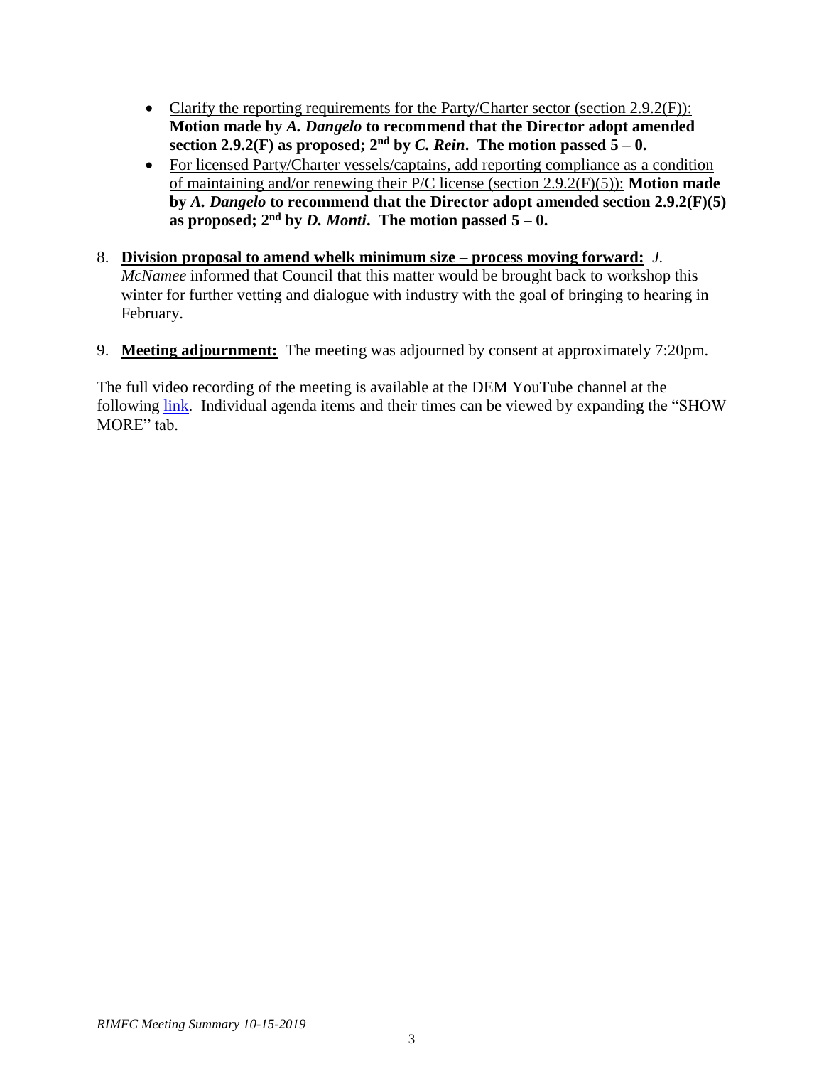- Clarify the reporting requirements for the Party/Charter sector (section 2.9.2(F)): **Motion made by *A. Dangelo* to recommend that the Director adopt amended section 2.9.2(F) as proposed; 2nd by *C. Rein*. The motion passed 5 – 0.**
- For licensed Party/Charter vessels/captains, add reporting compliance as a condition of maintaining and/or renewing their P/C license (section 2.9.2(F)(5)): **Motion made by *A. Dangelo* to recommend that the Director adopt amended section 2.9.2(F)(5) as proposed; 2nd by *D. Monti*. The motion passed 5 – 0.**

8. **Division proposal to amend whelk minimum size – process moving forward:** *J. McNamee* informed that Council that this matter would be brought back to workshop this winter for further vetting and dialogue with industry with the goal of bringing to hearing in February.

9. **Meeting adjournment:** The meeting was adjourned by consent at approximately 7:20pm.

The full video recording of the meeting is available at the DEM YouTube channel at the following link. Individual agenda items and their times can be viewed by expanding the "SHOW MORE" tab.